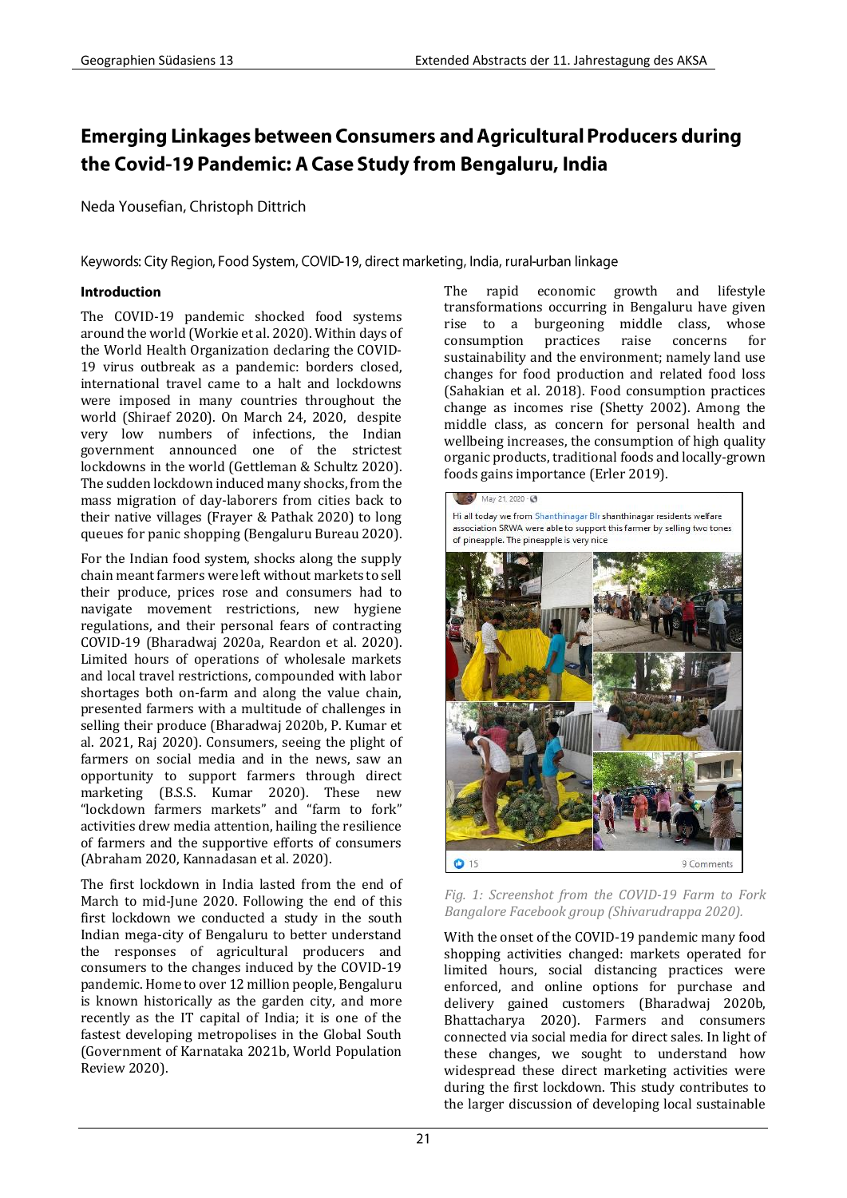# Emerging Linkages between Consumers and Agricultural Producers during the Covid-19 Pandemic: A Case Study from Bengaluru, India

Neda Yousefian, Christoph Dittrich

Keywords: City Region, Food System, COVID-19, direct marketing, India, rural-urban linkage

## Introduction

The COVID-19 pandemic shocked food systems around the world (Workie et al. 2020). Within days of the World Health Organization declaring the COVID-19 virus outbreak as a pandemic: borders closed, international travel came to a halt and lockdowns were imposed in many countries throughout the world (Shiraef 2020). On March 24, 2020, despite very low numbers of infections, the Indian government announced one of the strictest lockdowns in the world (Gettleman & Schultz 2020). The sudden lockdown induced many shocks, from the mass migration of day-laborers from cities back to their native villages (Frayer & Pathak 2020) to long queues for panic shopping (Bengaluru Bureau 2020).

For the Indian food system, shocks along the supply chain meant farmers were left without markets to sell their produce, prices rose and consumers had to navigate movement restrictions, new hygiene regulations, and their personal fears of contracting COVID-19 (Bharadwaj 2020a, Reardon et al. 2020). Limited hours of operations of wholesale markets and local travel restrictions, compounded with labor shortages both on-farm and along the value chain, presented farmers with a multitude of challenges in selling their produce (Bharadwaj 2020b, P. Kumar et al. 2021, Raj 2020). Consumers, seeing the plight of farmers on social media and in the news, saw an opportunity to support farmers through direct marketing (B.S.S. Kumar 2020). These new "lockdown farmers markets" and "farm to fork" activities drew media attention, hailing the resilience of farmers and the supportive efforts of consumers (Abraham 2020, Kannadasan et al. 2020).

The first lockdown in India lasted from the end of March to mid-June 2020. Following the end of this first lockdown we conducted a study in the south Indian mega-city of Bengaluru to better understand the responses of agricultural producers and consumers to the changes induced by the COVID-19 pandemic. Home to over 12 million people, Bengaluru is known historically as the garden city, and more recently as the IT capital of India; it is one of the fastest developing metropolises in the Global South (Government of Karnataka 2021b, World Population Review 2020).

The rapid economic growth and lifestyle transformations occurring in Bengaluru have given rise to a burgeoning middle class, whose consumption practices raise concerns for sustainability and the environment; namely land use changes for food production and related food loss (Sahakian et al. 2018). Food consumption practices change as incomes rise (Shetty 2002). Among the middle class, as concern for personal health and wellbeing increases, the consumption of high quality organic products, traditional foods and locally-grown foods gains importance (Erler 2019).

*Fig. 1: Screenshot from the COVID-19 Farm to Fork Bangalore Facebook group (Shivarudrappa 2020).*

With the onset of the COVID-19 pandemic many food shopping activities changed: markets operated for limited hours, social distancing practices were enforced, and online options for purchase and delivery gained customers (Bharadwaj 2020b, Bhattacharya 2020). Farmers and consumers connected via social media for direct sales. In light of these changes, we sought to understand how widespread these direct marketing activities were during the first lockdown. This study contributes to the larger discussion of developing local sustainable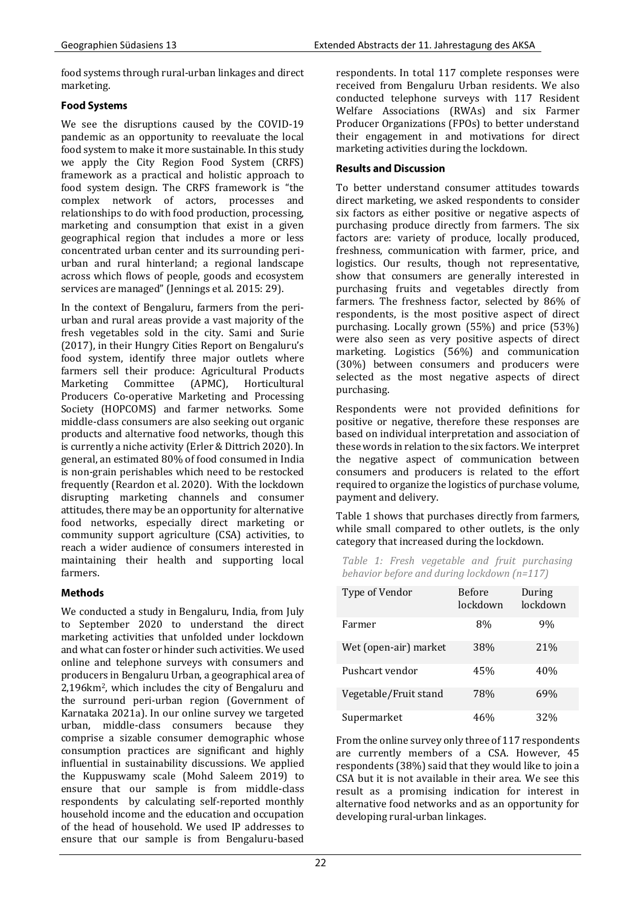food systems through rural-urban linkages and direct marketing.

### Food Systems

We see the disruptions caused by the COVID-19 pandemic as an opportunity to reevaluate the local food system to make it more sustainable. In this study we apply the City Region Food System (CRFS) framework as a practical and holistic approach to food system design. The CRFS framework is "the complex network of actors, processes and relationships to do with food production, processing, marketing and consumption that exist in a given geographical region that includes a more or less concentrated urban center and its surrounding peri-urban and rural hinterland; a regional landscape across which flows of people, goods and ecosystem services are managed" (Jennings et al. 2015: 29).

In the context of Bengaluru, farmers from the peri-urban and rural areas provide a vast majority of the fresh vegetables sold in the city. Sami and Surie (2017), in their Hungry Cities Report on Bengaluru's food system, identify three major outlets where farmers sell their produce: Agricultural Products Marketing Committee (APMC), Horticultural Producers Co-operative Marketing and Processing Society (HOPCOMS) and farmer networks. Some middle-class consumers are also seeking out organic products and alternative food networks, though this is currently a niche activity (Erler & Dittrich 2020). In general, an estimated 80% of food consumed in India is non-grain perishables which need to be restocked frequently (Reardon et al. 2020). With the lockdown disrupting marketing channels and consumer attitudes, there may be an opportunity for alternative food networks, especially direct marketing or community support agriculture (CSA) activities, to reach a wider audience of consumers interested in maintaining their health and supporting local farmers.

### Methods

We conducted a study in Bengaluru, India, from July to September 2020 to understand the direct marketing activities that unfolded under lockdown and what can foster or hinder such activities. We used online and telephone surveys with consumers and producers in Bengaluru Urban, a geographical area of 2,196km$^2$, which includes the city of Bengaluru and the surround peri-urban region (Government of Karnataka 2021a). In our online survey we targeted urban, middle-class consumers because they comprise a sizable consumer demographic whose consumption practices are significant and highly influential in sustainability discussions. We applied the Kuppuswamy scale (Mohd Saleem 2019) to ensure that our sample is from middle-class respondents by calculating self-reported monthly household income and the education and occupation of the head of household. We used IP addresses to ensure that our sample is from Bengaluru-based respondents. In total 117 complete responses were received from Bengaluru Urban residents. We also conducted telephone surveys with 117 Resident Welfare Associations (RWAs) and six Farmer Producer Organizations (FPOs) to better understand their engagement in and motivations for direct marketing activities during the lockdown.

### Results and Discussion

To better understand consumer attitudes towards direct marketing, we asked respondents to consider six factors as either positive or negative aspects of purchasing produce directly from farmers. The six factors are: variety of produce, locally produced, freshness, communication with farmer, price, and logistics. Our results, though not representative, show that consumers are generally interested in purchasing fruits and vegetables directly from farmers. The freshness factor, selected by 86% of respondents, is the most positive aspect of direct purchasing. Locally grown (55%) and price (53%) were also seen as very positive aspects of direct marketing. Logistics (56%) and communication (30%) between consumers and producers were selected as the most negative aspects of direct purchasing.

Respondents were not provided definitions for positive or negative, therefore these responses are based on individual interpretation and association of these words in relation to the six factors. We interpret the negative aspect of communication between consumers and producers is related to the effort required to organize the logistics of purchase volume, payment and delivery.

Table 1 shows that purchases directly from farmers, while small compared to other outlets, is the only category that increased during the lockdown.

*Table 1: Fresh vegetable and fruit purchasing behavior before and during lockdown (n=117)*

| Type of Vendor | Before lockdown | During lockdown |
|---|---|---|
| Farmer | 8% | 9% |
| Wet (open-air) market | 38% | 21% |
| Pushcart vendor | 45% | 40% |
| Vegetable/Fruit stand | 78% | 69% |
| Supermarket | 46% | 32% |

From the online survey only three of 117 respondents are currently members of a CSA. However, 45 respondents (38%) said that they would like to join a CSA but it is not available in their area. We see this result as a promising indication for interest in alternative food networks and as an opportunity for developing rural-urban linkages.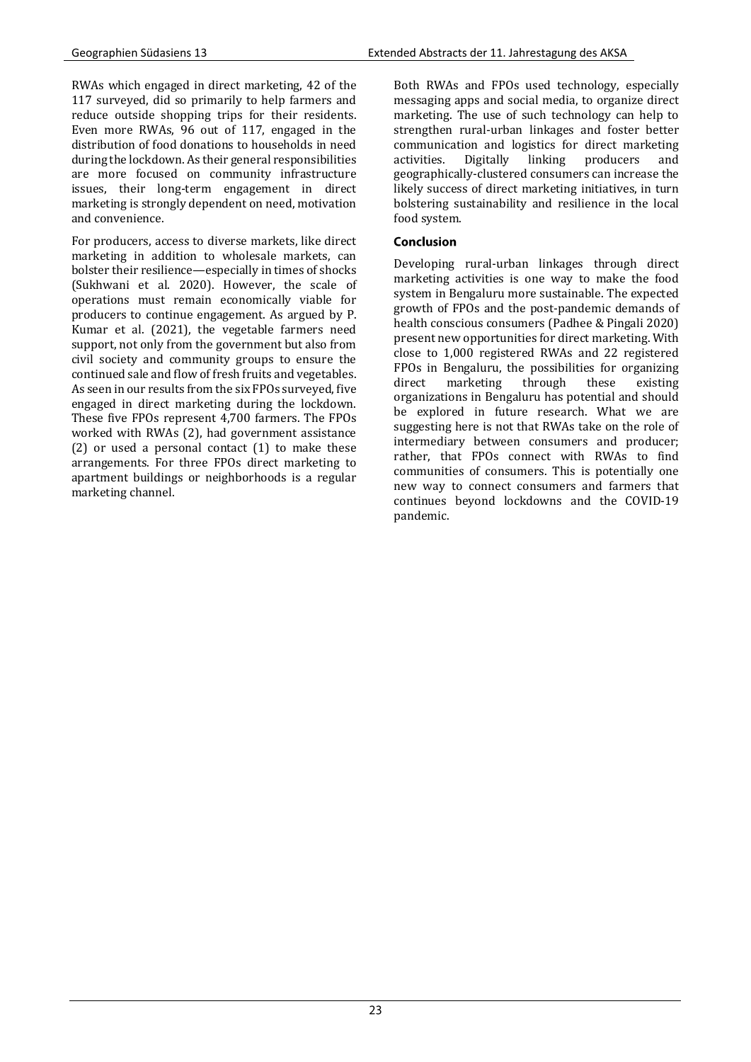RWAs which engaged in direct marketing, 42 of the 117 surveyed, did so primarily to help farmers and reduce outside shopping trips for their residents. Even more RWAs, 96 out of 117, engaged in the distribution of food donations to households in need during the lockdown. As their general responsibilities are more focused on community infrastructure issues, their long-term engagement in direct marketing is strongly dependent on need, motivation and convenience.

For producers, access to diverse markets, like direct marketing in addition to wholesale markets, can bolster their resilience—especially in times of shocks (Sukhwani et al. 2020). However, the scale of operations must remain economically viable for producers to continue engagement. As argued by P. Kumar et al. (2021), the vegetable farmers need support, not only from the government but also from civil society and community groups to ensure the continued sale and flow of fresh fruits and vegetables. As seen in our results from the six FPOs surveyed, five engaged in direct marketing during the lockdown. These five FPOs represent 4,700 farmers. The FPOs worked with RWAs (2), had government assistance (2) or used a personal contact (1) to make these arrangements. For three FPOs direct marketing to apartment buildings or neighborhoods is a regular marketing channel.

Both RWAs and FPOs used technology, especially messaging apps and social media, to organize direct marketing. The use of such technology can help to strengthen rural-urban linkages and foster better communication and logistics for direct marketing activities. Digitally linking producers and geographically-clustered consumers can increase the likely success of direct marketing initiatives, in turn bolstering sustainability and resilience in the local food system.

## Conclusion

Developing rural-urban linkages through direct marketing activities is one way to make the food system in Bengaluru more sustainable. The expected growth of FPOs and the post-pandemic demands of health conscious consumers (Padhee & Pingali 2020) present new opportunities for direct marketing. With close to 1,000 registered RWAs and 22 registered FPOs in Bengaluru, the possibilities for organizing direct marketing through these existing organizations in Bengaluru has potential and should be explored in future research. What we are suggesting here is not that RWAs take on the role of intermediary between consumers and producer; rather, that FPOs connect with RWAs to find communities of consumers. This is potentially one new way to connect consumers and farmers that continues beyond lockdowns and the COVID-19 pandemic.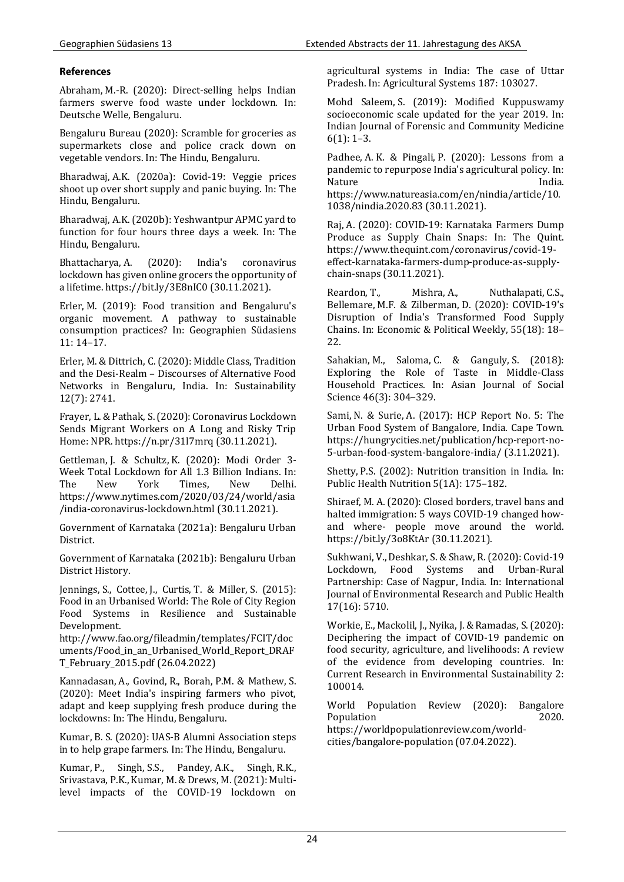### References

Abraham, M.-R. (2020): Direct-selling helps Indian farmers swerve food waste under lockdown. In: Deutsche Welle, Bengaluru.

Bengaluru Bureau (2020): Scramble for groceries as supermarkets close and police crack down on vegetable vendors. In: The Hindu, Bengaluru.

Bharadwaj, A.K. (2020a): Covid-19: Veggie prices shoot up over short supply and panic buying. In: The Hindu, Bengaluru.

Bharadwaj, A.K. (2020b): Yeshwantpur APMC yard to function for four hours three days a week. In: The Hindu, Bengaluru.

Bhattacharya, A. (2020): India's coronavirus lockdown has given online grocers the opportunity of a lifetime. https://bit.ly/3E8nIC0 (30.11.2021).

Erler, M. (2019): Food transition and Bengaluru's organic movement. A pathway to sustainable consumption practices? In: Geographien Südasiens 11: 14–17.

Erler, M. & Dittrich, C. (2020): Middle Class, Tradition and the Desi-Realm – Discourses of Alternative Food Networks in Bengaluru, India. In: Sustainability 12(7): 2741.

Frayer, L. & Pathak, S. (2020): Coronavirus Lockdown Sends Migrant Workers on A Long and Risky Trip Home: NPR. https://n.pr/31l7mrq (30.11.2021).

Gettleman, J. & Schultz, K. (2020): Modi Order 3-Week Total Lockdown for All 1.3 Billion Indians. In: The New York Times, New Delhi. https://www.nytimes.com/2020/03/24/world/asia/india-coronavirus-lockdown.html (30.11.2021).

Government of Karnataka (2021a): Bengaluru Urban District.

Government of Karnataka (2021b): Bengaluru Urban District History.

Jennings, S., Cottee, J., Curtis, T. & Miller, S. (2015): Food in an Urbanised World: The Role of City Region Food Systems in Resilience and Sustainable Development. http://www.fao.org/fileadmin/templates/FCIT/documents/Food_in_an_Urbanised_World_Report_DRAFT_February_2015.pdf (26.04.2022)

Kannadasan, A., Govind, R., Borah, P.M. & Mathew, S. (2020): Meet India's inspiring farmers who pivot, adapt and keep supplying fresh produce during the lockdowns: In: The Hindu, Bengaluru.

Kumar, B. S. (2020): UAS-B Alumni Association steps in to help grape farmers. In: The Hindu, Bengaluru.

Kumar, P., Singh, S.S., Pandey, A.K., Singh, R.K., Srivastava, P.K., Kumar, M. & Drews, M. (2021): Multi-level impacts of the COVID-19 lockdown on agricultural systems in India: The case of Uttar Pradesh. In: Agricultural Systems 187: 103027.

Mohd Saleem, S. (2019): Modified Kuppuswamy socioeconomic scale updated for the year 2019. In: Indian Journal of Forensic and Community Medicine 6(1): 1–3.

Padhee, A. K. & Pingali, P. (2020): Lessons from a pandemic to repurpose India's agricultural policy. In: Nature India. https://www.natureasia.com/en/nindia/article/10.1038/nindia.2020.83 (30.11.2021).

Raj, A. (2020): COVID-19: Karnataka Farmers Dump Produce as Supply Chain Snaps: In: The Quint. https://www.thequint.com/coronavirus/covid-19-effect-karnataka-farmers-dump-produce-as-supply-chain-snaps (30.11.2021).

Reardon, T., Mishra, A., Nuthalapati, C.S., Bellemare, M.F. & Zilberman, D. (2020): COVID-19's Disruption of India's Transformed Food Supply Chains. In: Economic & Political Weekly, 55(18): 18–22.

Sahakian, M., Saloma, C. & Ganguly, S. (2018): Exploring the Role of Taste in Middle-Class Household Practices. In: Asian Journal of Social Science 46(3): 304–329.

Sami, N. & Surie, A. (2017): HCP Report No. 5: The Urban Food System of Bangalore, India. Cape Town. https://hungrycities.net/publication/hcp-report-no-5-urban-food-system-bangalore-india/ (3.11.2021).

Shetty, P.S. (2002): Nutrition transition in India. In: Public Health Nutrition 5(1A): 175–182.

Shiraef, M. A. (2020): Closed borders, travel bans and halted immigration: 5 ways COVID-19 changed how- and where- people move around the world. https://bit.ly/3o8KtAr (30.11.2021).

Sukhwani, V., Deshkar, S. & Shaw, R. (2020): Covid-19 Lockdown, Food Systems and Urban-Rural Partnership: Case of Nagpur, India. In: International Journal of Environmental Research and Public Health 17(16): 5710.

Workie, E., Mackolil, J., Nyika, J. & Ramadas, S. (2020): Deciphering the impact of COVID-19 pandemic on food security, agriculture, and livelihoods: A review of the evidence from developing countries. In: Current Research in Environmental Sustainability 2: 100014.

World Population Review (2020): Bangalore Population 2020. https://worldpopulationreview.com/world-cities/bangalore-population (07.04.2022).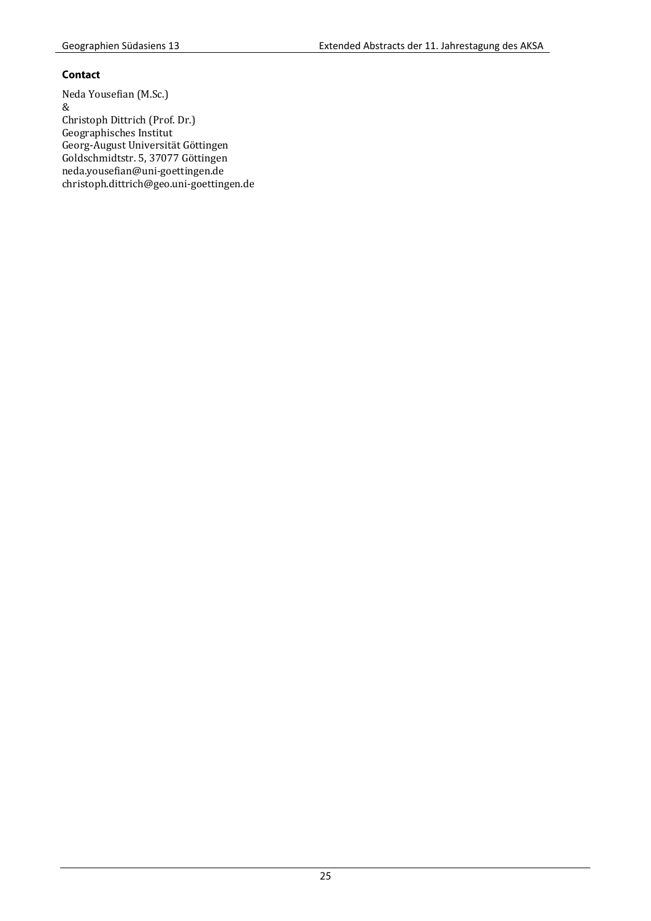**Contact**

Neda Yousefian (M.Sc.)
&
Christoph Dittrich (Prof. Dr.)
Geographisches Institut
Georg-August Universität Göttingen
Goldschmidtstr. 5, 37077 Göttingen
neda.yousefian@uni-goettingen.de
christoph.dittrich@geo.uni-goettingen.de